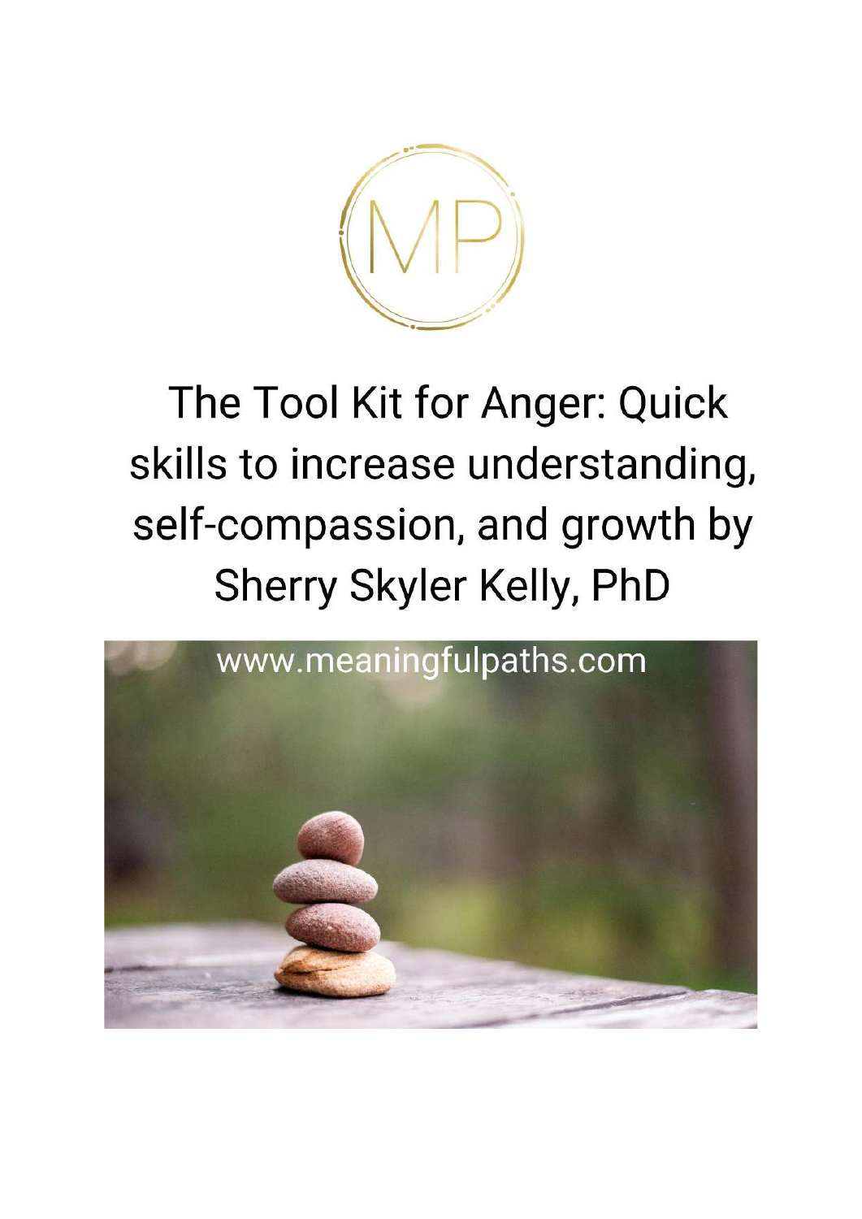# The Tool Kit for Anger: Quick skills to increase understanding, self-compassion, and growth by Sherry Skyler Kelly, PhD

www.meaningfulpaths.com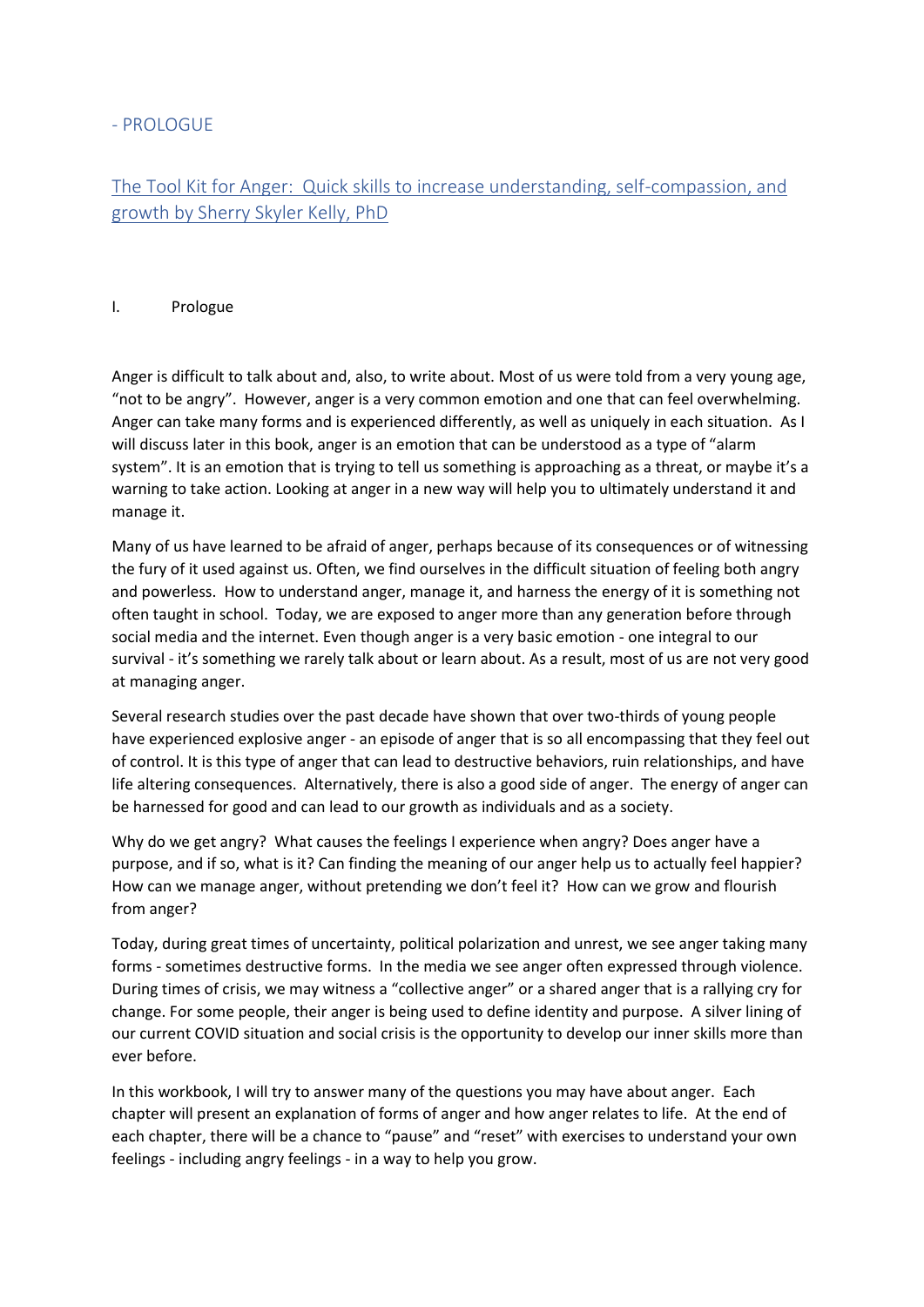- PROLOGUE

[The Tool Kit for Anger: Quick skills to increase understanding, self-compassion, and growth by Sherry Skyler Kelly, PhD]

# I. Prologue

Anger is difficult to talk about and, also, to write about. Most of us were told from a very young age, "not to be angry". However, anger is a very common emotion and one that can feel overwhelming. Anger can take many forms and is experienced differently, as well as uniquely in each situation. As I will discuss later in this book, anger is an emotion that can be understood as a type of "alarm system". It is an emotion that is trying to tell us something is approaching as a threat, or maybe it's a warning to take action. Looking at anger in a new way will help you to ultimately understand it and manage it.

Many of us have learned to be afraid of anger, perhaps because of its consequences or of witnessing the fury of it used against us. Often, we find ourselves in the difficult situation of feeling both angry and powerless. How to understand anger, manage it, and harness the energy of it is something not often taught in school. Today, we are exposed to anger more than any generation before through social media and the internet. Even though anger is a very basic emotion - one integral to our survival - it's something we rarely talk about or learn about. As a result, most of us are not very good at managing anger.

Several research studies over the past decade have shown that over two-thirds of young people have experienced explosive anger - an episode of anger that is so all encompassing that they feel out of control. It is this type of anger that can lead to destructive behaviors, ruin relationships, and have life altering consequences. Alternatively, there is also a good side of anger. The energy of anger can be harnessed for good and can lead to our growth as individuals and as a society.

Why do we get angry? What causes the feelings I experience when angry? Does anger have a purpose, and if so, what is it? Can finding the meaning of our anger help us to actually feel happier? How can we manage anger, without pretending we don't feel it? How can we grow and flourish from anger?

Today, during great times of uncertainty, political polarization and unrest, we see anger taking many forms - sometimes destructive forms. In the media we see anger often expressed through violence. During times of crisis, we may witness a "collective anger" or a shared anger that is a rallying cry for change. For some people, their anger is being used to define identity and purpose. A silver lining of our current COVID situation and social crisis is the opportunity to develop our inner skills more than ever before.

In this workbook, I will try to answer many of the questions you may have about anger. Each chapter will present an explanation of forms of anger and how anger relates to life. At the end of each chapter, there will be a chance to "pause" and "reset" with exercises to understand your own feelings - including angry feelings - in a way to help you grow.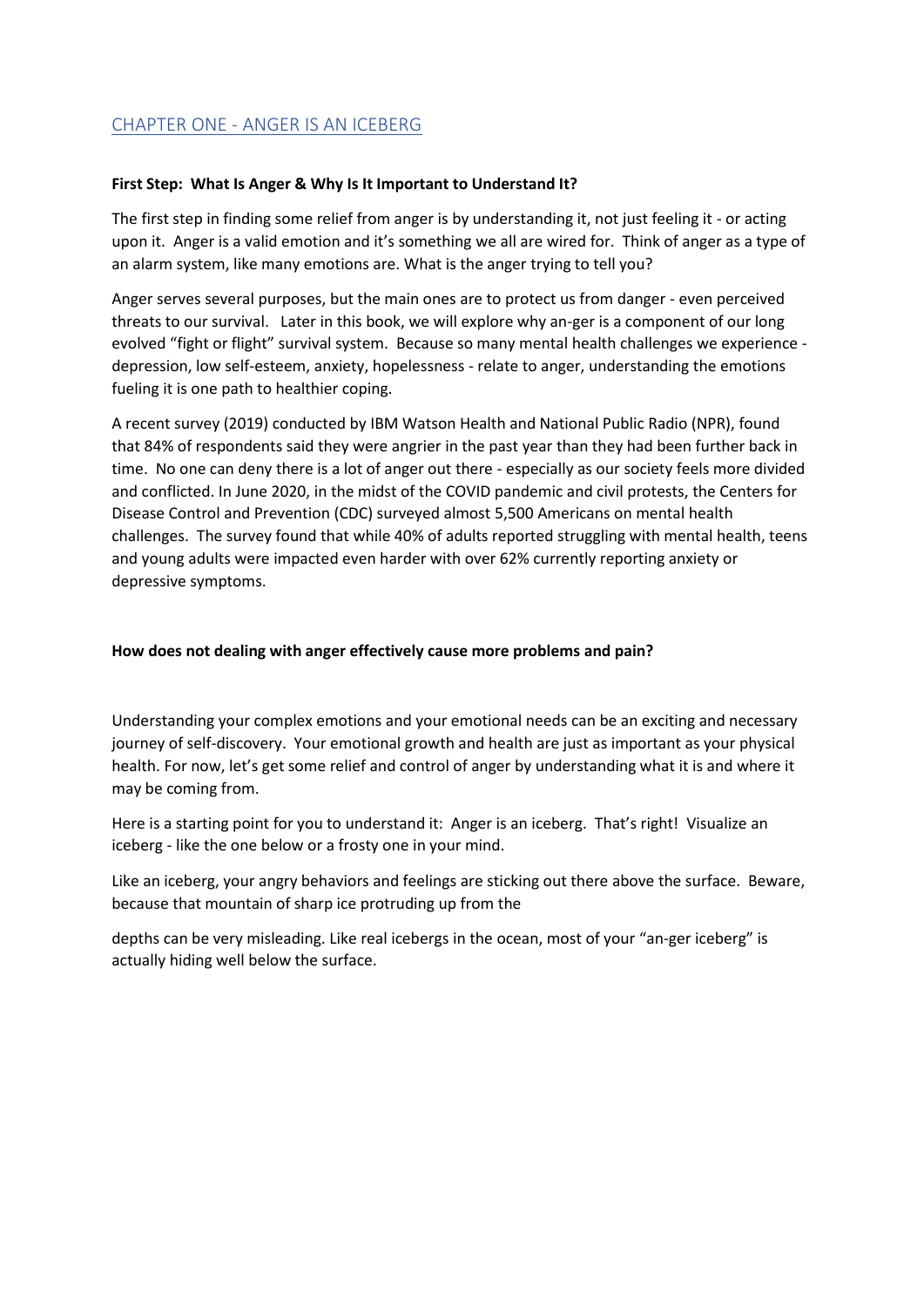## CHAPTER ONE - ANGER IS AN ICEBERG

**First Step: What Is Anger & Why Is It Important to Understand It?**

The first step in finding some relief from anger is by understanding it, not just feeling it - or acting upon it. Anger is a valid emotion and it's something we all are wired for. Think of anger as a type of an alarm system, like many emotions are. What is the anger trying to tell you?

Anger serves several purposes, but the main ones are to protect us from danger - even perceived threats to our survival. Later in this book, we will explore why an-ger is a component of our long evolved "fight or flight" survival system. Because so many mental health challenges we experience - depression, low self-esteem, anxiety, hopelessness - relate to anger, understanding the emotions fueling it is one path to healthier coping.

A recent survey (2019) conducted by IBM Watson Health and National Public Radio (NPR), found that 84% of respondents said they were angrier in the past year than they had been further back in time. No one can deny there is a lot of anger out there - especially as our society feels more divided and conflicted. In June 2020, in the midst of the COVID pandemic and civil protests, the Centers for Disease Control and Prevention (CDC) surveyed almost 5,500 Americans on mental health challenges. The survey found that while 40% of adults reported struggling with mental health, teens and young adults were impacted even harder with over 62% currently reporting anxiety or depressive symptoms.

**How does not dealing with anger effectively cause more problems and pain?**

Understanding your complex emotions and your emotional needs can be an exciting and necessary journey of self-discovery. Your emotional growth and health are just as important as your physical health. For now, let's get some relief and control of anger by understanding what it is and where it may be coming from.

Here is a starting point for you to understand it: Anger is an iceberg. That's right! Visualize an iceberg - like the one below or a frosty one in your mind.

Like an iceberg, your angry behaviors and feelings are sticking out there above the surface. Beware, because that mountain of sharp ice protruding up from the depths can be very misleading. Like real icebergs in the ocean, most of your "an-ger iceberg" is actually hiding well below the surface.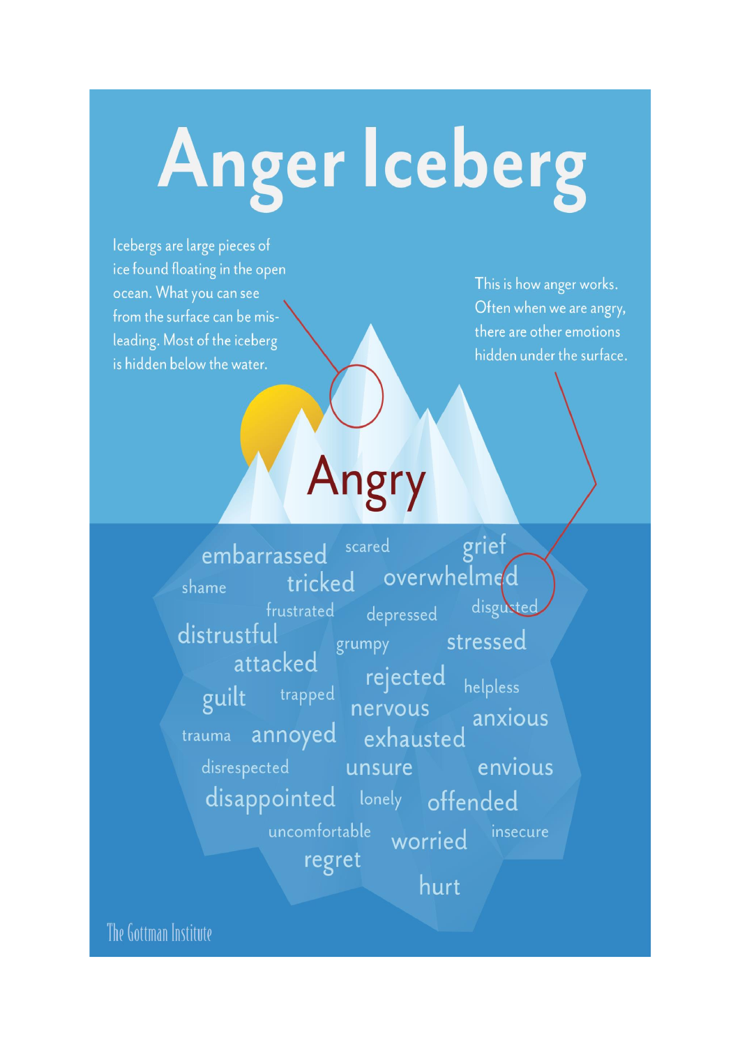# Anger Iceberg

Icebergs are large pieces of ice found floating in the open ocean. What you can see from the surface can be misleading. Most of the iceberg is hidden below the water.

This is how anger works. Often when we are angry, there are other emotions hidden under the surface.

**Angry**

embarrassed, scared, grief, shame, tricked, overwhelmed, frustrated, depressed, disgusted, distrustful, grumpy, stressed, attacked, rejected, helpless, guilt, trapped, nervous, anxious, trauma, annoyed, exhausted, disrespected, unsure, envious, disappointed, lonely, offended, uncomfortable, worried, insecure, regret, hurt

The Gottman Institute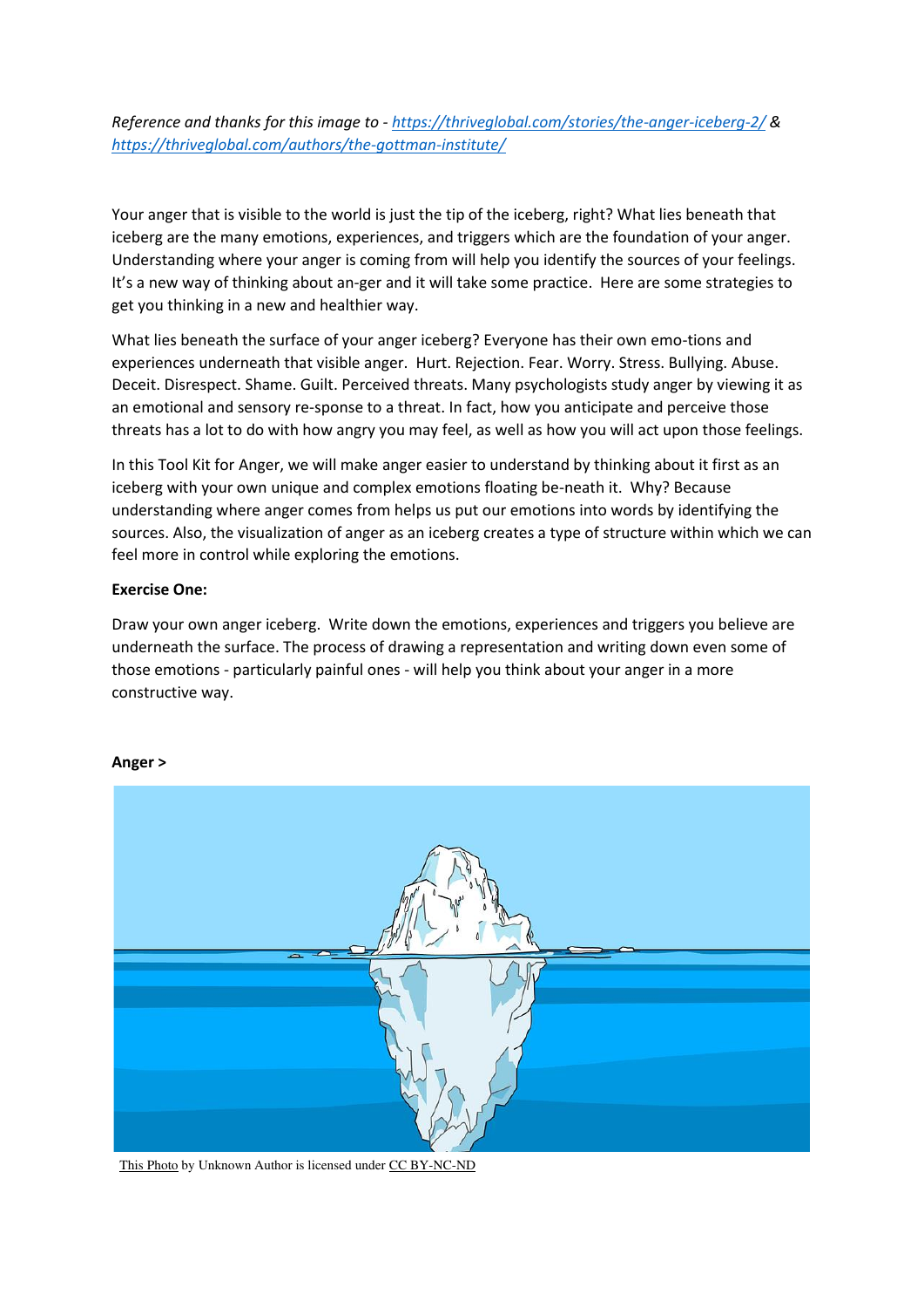*Reference and thanks for this image to - [https://thriveglobal.com/stories/the-anger-iceberg-2/](https://thriveglobal.com/stories/the-anger-iceberg-2/) & [https://thriveglobal.com/authors/the-gottman-institute/](https://thriveglobal.com/authors/the-gottman-institute/)*

Your anger that is visible to the world is just the tip of the iceberg, right? What lies beneath that iceberg are the many emotions, experiences, and triggers which are the foundation of your anger. Understanding where your anger is coming from will help you identify the sources of your feelings. It's a new way of thinking about an-ger and it will take some practice. Here are some strategies to get you thinking in a new and healthier way.

What lies beneath the surface of your anger iceberg? Everyone has their own emo-tions and experiences underneath that visible anger. Hurt. Rejection. Fear. Worry. Stress. Bullying. Abuse. Deceit. Disrespect. Shame. Guilt. Perceived threats. Many psychologists study anger by viewing it as an emotional and sensory re-sponse to a threat. In fact, how you anticipate and perceive those threats has a lot to do with how angry you may feel, as well as how you will act upon those feelings.

In this Tool Kit for Anger, we will make anger easier to understand by thinking about it first as an iceberg with your own unique and complex emotions floating be-neath it. Why? Because understanding where anger comes from helps us put our emotions into words by identifying the sources. Also, the visualization of anger as an iceberg creates a type of structure within which we can feel more in control while exploring the emotions.

**Exercise One:**

Draw your own anger iceberg. Write down the emotions, experiences and triggers you believe are underneath the surface. The process of drawing a representation and writing down even some of those emotions - particularly painful ones - will help you think about your anger in a more constructive way.

**Anger >**

This Photo by Unknown Author is licensed under CC BY-NC-ND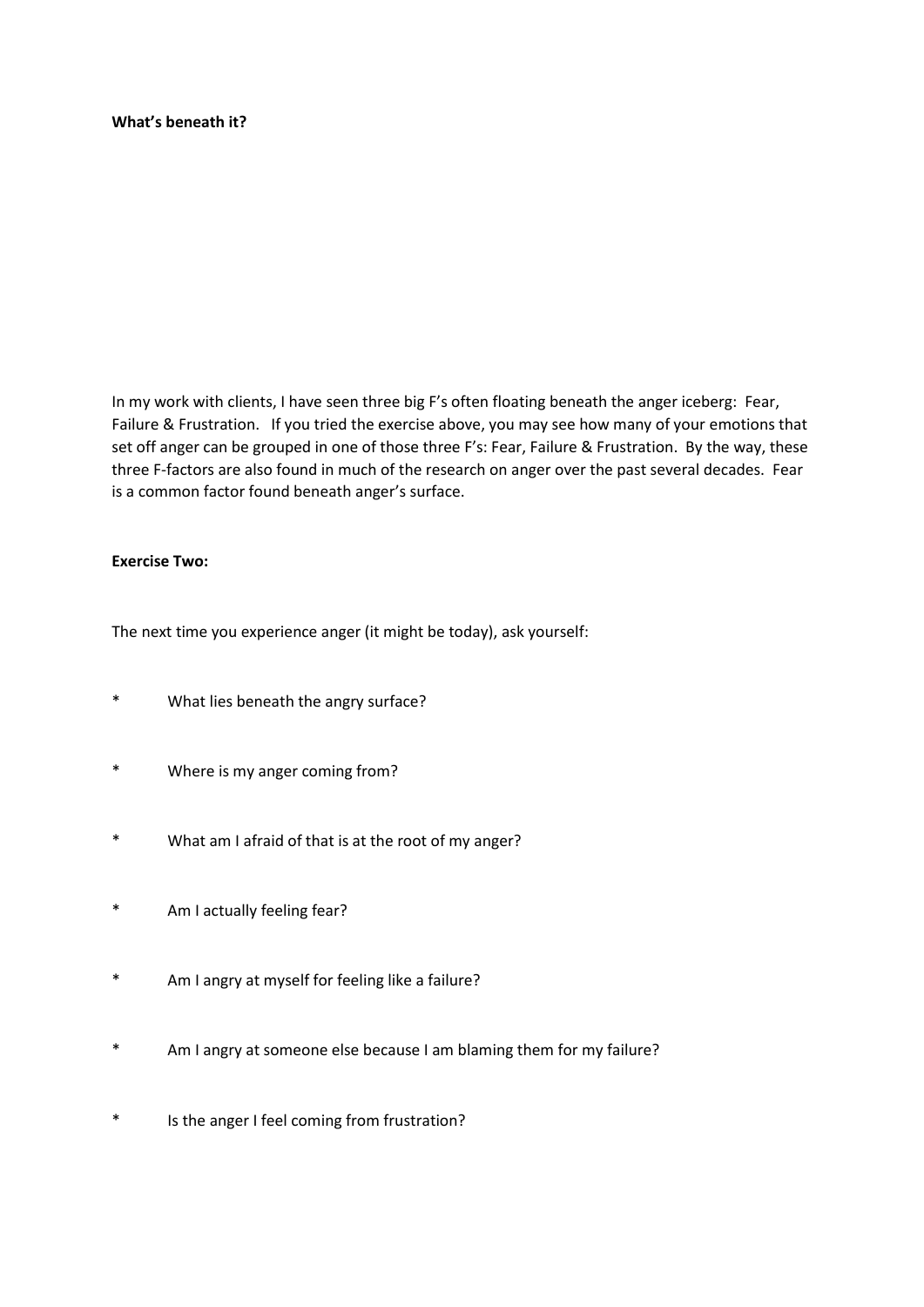**What's beneath it?**

In my work with clients, I have seen three big F's often floating beneath the anger iceberg: Fear, Failure & Frustration. If you tried the exercise above, you may see how many of your emotions that set off anger can be grouped in one of those three F's: Fear, Failure & Frustration. By the way, these three F-factors are also found in much of the research on anger over the past several decades. Fear is a common factor found beneath anger's surface.

**Exercise Two:**

The next time you experience anger (it might be today), ask yourself:

* What lies beneath the angry surface?
* Where is my anger coming from?
* What am I afraid of that is at the root of my anger?
* Am I actually feeling fear?
* Am I angry at myself for feeling like a failure?
* Am I angry at someone else because I am blaming them for my failure?
* Is the anger I feel coming from frustration?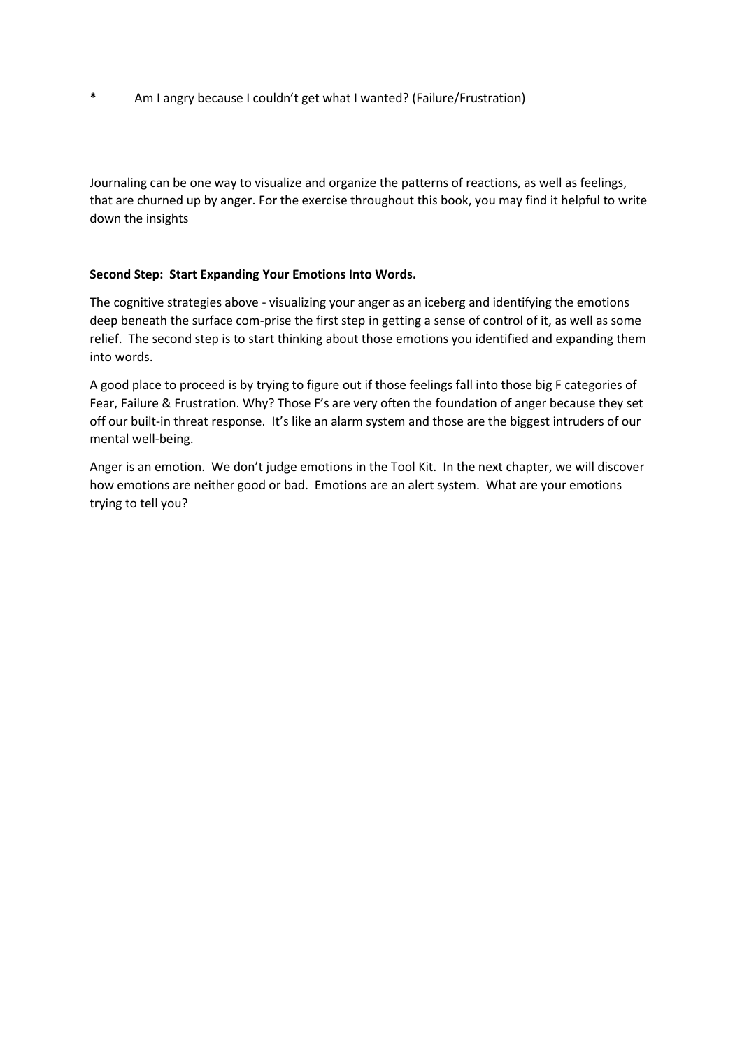*	Am I angry because I couldn't get what I wanted? (Failure/Frustration)

Journaling can be one way to visualize and organize the patterns of reactions, as well as feelings, that are churned up by anger. For the exercise throughout this book, you may find it helpful to write down the insights

**Second Step: Start Expanding Your Emotions Into Words.**

The cognitive strategies above - visualizing your anger as an iceberg and identifying the emotions deep beneath the surface com-prise the first step in getting a sense of control of it, as well as some relief. The second step is to start thinking about those emotions you identified and expanding them into words.

A good place to proceed is by trying to figure out if those feelings fall into those big F categories of Fear, Failure & Frustration. Why? Those F's are very often the foundation of anger because they set off our built-in threat response. It's like an alarm system and those are the biggest intruders of our mental well-being.

Anger is an emotion. We don't judge emotions in the Tool Kit. In the next chapter, we will discover how emotions are neither good or bad. Emotions are an alert system. What are your emotions trying to tell you?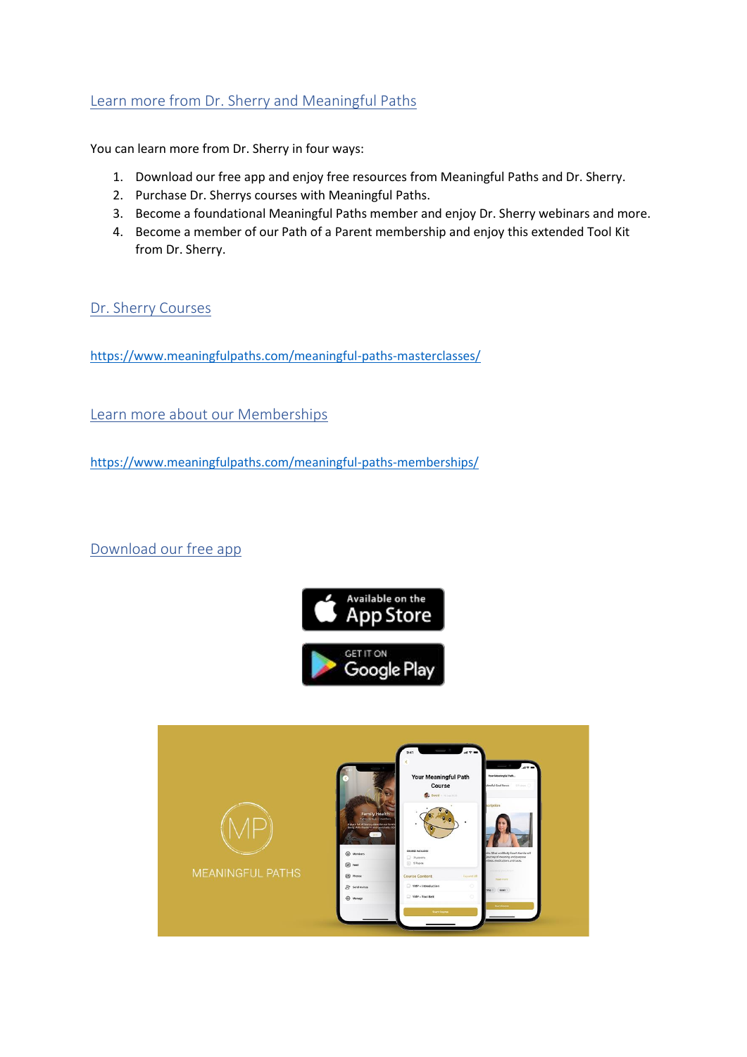## Learn more from Dr. Sherry and Meaningful Paths

You can learn more from Dr. Sherry in four ways:

1. Download our free app and enjoy free resources from Meaningful Paths and Dr. Sherry.
2. Purchase Dr. Sherrys courses with Meaningful Paths.
3. Become a foundational Meaningful Paths member and enjoy Dr. Sherry webinars and more.
4. Become a member of our Path of a Parent membership and enjoy this extended Tool Kit from Dr. Sherry.

## Dr. Sherry Courses

https://www.meaningfulpaths.com/meaningful-paths-masterclasses/

## Learn more about our Memberships

https://www.meaningfulpaths.com/meaningful-paths-memberships/

## Download our free app